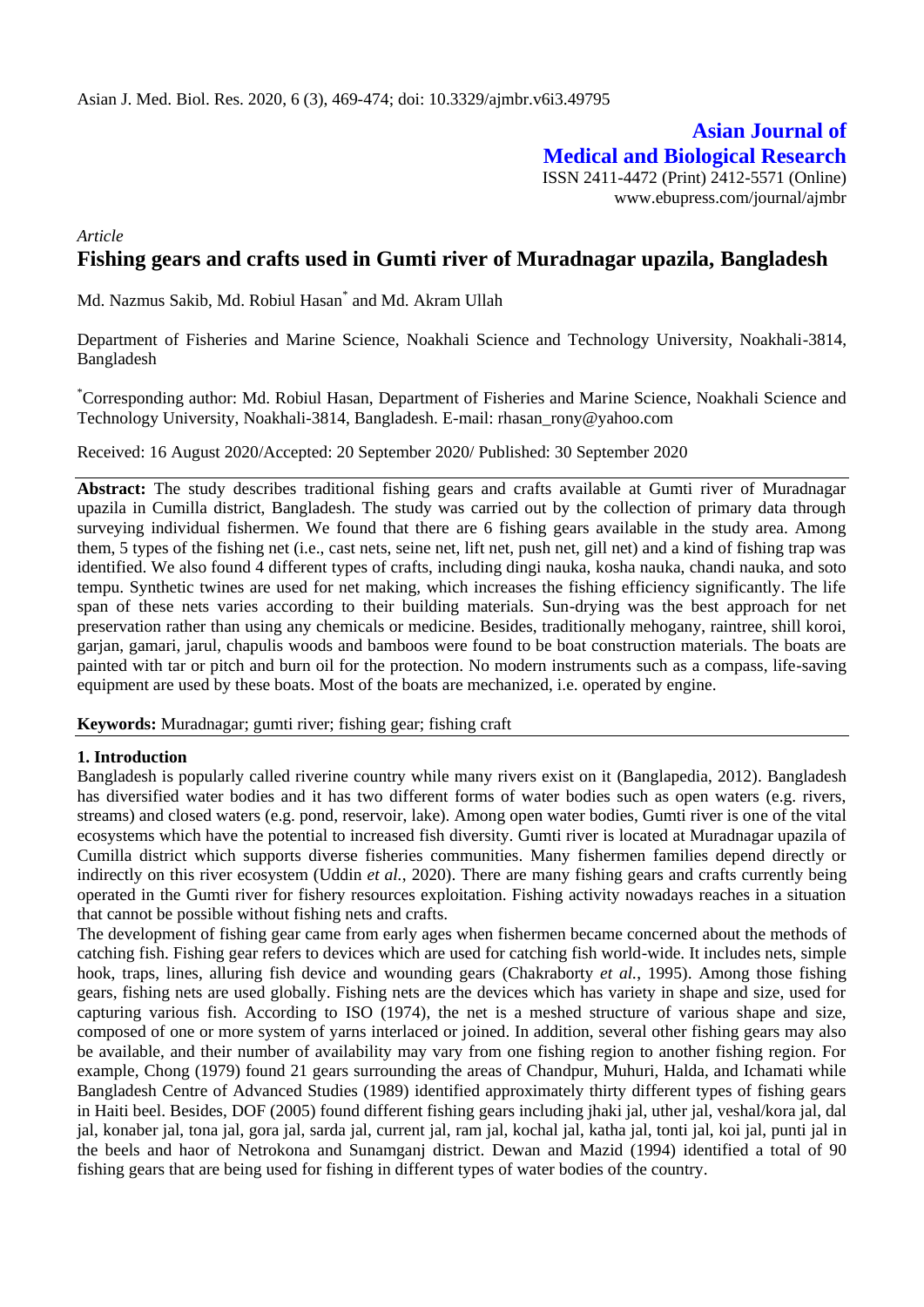**Asian Journal of Medical and Biological Research**

ISSN 2411-4472 (Print) 2412-5571 (Online)
www.ebupress.com/journal/ajmbr

*Article*

# Fishing gears and crafts used in Gumti river of Muradnagar upazila, Bangladesh

Md. Nazmus Sakib, Md. Robiul Hasan[*] and Md. Akram Ullah

Department of Fisheries and Marine Science, Noakhali Science and Technology University, Noakhali-3814, Bangladesh

[*]Corresponding author: Md. Robiul Hasan, Department of Fisheries and Marine Science, Noakhali Science and Technology University, Noakhali-3814, Bangladesh. E-mail: rhasan_rony@yahoo.com

Received: 16 August 2020/Accepted: 20 September 2020/ Published: 30 September 2020

**Abstract:** The study describes traditional fishing gears and crafts available at Gumti river of Muradnagar upazila in Cumilla district, Bangladesh. The study was carried out by the collection of primary data through surveying individual fishermen. We found that there are 6 fishing gears available in the study area. Among them, 5 types of the fishing net (i.e., cast nets, seine net, lift net, push net, gill net) and a kind of fishing trap was identified. We also found 4 different types of crafts, including dingi nauka, kosha nauka, chandi nauka, and soto tempu. Synthetic twines are used for net making, which increases the fishing efficiency significantly. The life span of these nets varies according to their building materials. Sun-drying was the best approach for net preservation rather than using any chemicals or medicine. Besides, traditionally mehogany, raintree, shill koroi, garjan, gamari, jarul, chapulis woods and bamboos were found to be boat construction materials. The boats are painted with tar or pitch and burn oil for the protection. No modern instruments such as a compass, life-saving equipment are used by these boats. Most of the boats are mechanized, i.e. operated by engine.

**Keywords:** Muradnagar; gumti river; fishing gear; fishing craft

## 1. Introduction

Bangladesh is popularly called riverine country while many rivers exist on it (Banglapedia, 2012). Bangladesh has diversified water bodies and it has two different forms of water bodies such as open waters (e.g. rivers, streams) and closed waters (e.g. pond, reservoir, lake). Among open water bodies, Gumti river is one of the vital ecosystems which have the potential to increased fish diversity. Gumti river is located at Muradnagar upazila of Cumilla district which supports diverse fisheries communities. Many fishermen families depend directly or indirectly on this river ecosystem (Uddin *et al.*, 2020). There are many fishing gears and crafts currently being operated in the Gumti river for fishery resources exploitation. Fishing activity nowadays reaches in a situation that cannot be possible without fishing nets and crafts.

The development of fishing gear came from early ages when fishermen became concerned about the methods of catching fish. Fishing gear refers to devices which are used for catching fish world-wide. It includes nets, simple hook, traps, lines, alluring fish device and wounding gears (Chakraborty *et al.*, 1995). Among those fishing gears, fishing nets are used globally. Fishing nets are the devices which has variety in shape and size, used for capturing various fish. According to ISO (1974), the net is a meshed structure of various shape and size, composed of one or more system of yarns interlaced or joined. In addition, several other fishing gears may also be available, and their number of availability may vary from one fishing region to another fishing region. For example, Chong (1979) found 21 gears surrounding the areas of Chandpur, Muhuri, Halda, and Ichamati while Bangladesh Centre of Advanced Studies (1989) identified approximately thirty different types of fishing gears in Haiti beel. Besides, DOF (2005) found different fishing gears including jhaki jal, uther jal, veshal/kora jal, dal jal, konaber jal, tona jal, gora jal, sarda jal, current jal, ram jal, kochal jal, katha jal, tonti jal, koi jal, punti jal in the beels and haor of Netrokona and Sunamganj district. Dewan and Mazid (1994) identified a total of 90 fishing gears that are being used for fishing in different types of water bodies of the country.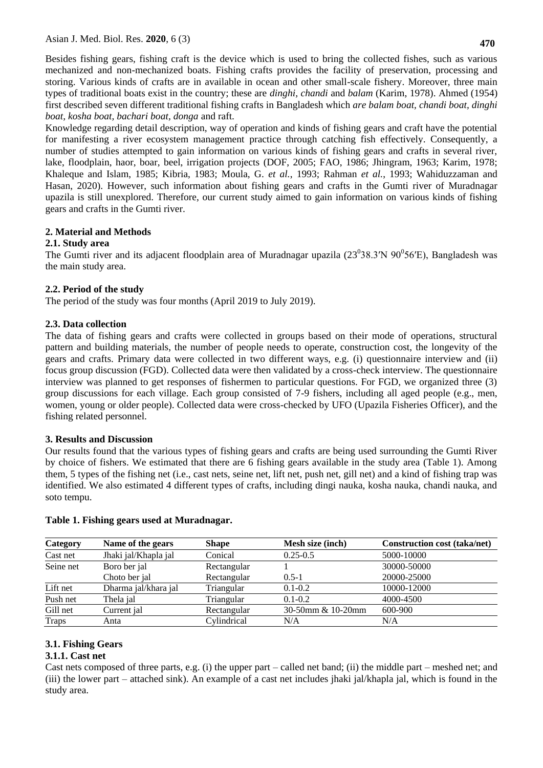Besides fishing gears, fishing craft is the device which is used to bring the collected fishes, such as various mechanized and non-mechanized boats. Fishing crafts provides the facility of preservation, processing and storing. Various kinds of crafts are in available in ocean and other small-scale fishery. Moreover, three main types of traditional boats exist in the country; these are *dinghi, chandi* and *balam* (Karim, 1978). Ahmed (1954) first described seven different traditional fishing crafts in Bangladesh which *are balam boat, chandi boat, dinghi boat, kosha boat, bachari boat, donga* and raft.

Knowledge regarding detail description, way of operation and kinds of fishing gears and craft have the potential for manifesting a river ecosystem management practice through catching fish effectively. Consequently, a number of studies attempted to gain information on various kinds of fishing gears and crafts in several river, lake, floodplain, haor, boar, beel, irrigation projects (DOF, 2005; FAO, 1986; Jhingram, 1963; Karim, 1978; Khaleque and Islam, 1985; Kibria, 1983; Moula, G. *et al.*, 1993; Rahman *et al.*, 1993; Wahiduzzaman and Hasan, 2020). However, such information about fishing gears and crafts in the Gumti river of Muradnagar upazila is still unexplored. Therefore, our current study aimed to gain information on various kinds of fishing gears and crafts in the Gumti river.

## 2. Material and Methods

### 2.1. Study area

The Gumti river and its adjacent floodplain area of Muradnagar upazila ($23^0$38.3′N $90^0$56′E), Bangladesh was the main study area.

### 2.2. Period of the study

The period of the study was four months (April 2019 to July 2019).

### 2.3. Data collection

The data of fishing gears and crafts were collected in groups based on their mode of operations, structural pattern and building materials, the number of people needs to operate, construction cost, the longevity of the gears and crafts. Primary data were collected in two different ways, e.g. (i) questionnaire interview and (ii) focus group discussion (FGD). Collected data were then validated by a cross-check interview. The questionnaire interview was planned to get responses of fishermen to particular questions. For FGD, we organized three (3) group discussions for each village. Each group consisted of 7-9 fishers, including all aged people (e.g., men, women, young or older people). Collected data were cross-checked by UFO (Upazila Fisheries Officer), and the fishing related personnel.

## 3. Results and Discussion

Our results found that the various types of fishing gears and crafts are being used surrounding the Gumti River by choice of fishers. We estimated that there are 6 fishing gears available in the study area (Table 1). Among them, 5 types of the fishing net (i.e., cast nets, seine net, lift net, push net, gill net) and a kind of fishing trap was identified. We also estimated 4 different types of crafts, including dingi nauka, kosha nauka, chandi nauka, and soto tempu.

**Table 1. Fishing gears used at Muradnagar.**

| Category | Name of the gears | Shape | Mesh size (inch) | Construction cost (taka/net) |
|---|---|---|---|---|
| Cast net | Jhaki jal/Khapla jal | Conical | 0.25-0.5 | 5000-10000 |
| Seine net | Boro ber jal | Rectangular | 1 | 30000-50000 |
| | Choto ber jal | Rectangular | 0.5-1 | 20000-25000 |
| Lift net | Dharma jal/khara jal | Triangular | 0.1-0.2 | 10000-12000 |
| Push net | Thela jal | Triangular | 0.1-0.2 | 4000-4500 |
| Gill net | Current jal | Rectangular | 30-50mm & 10-20mm | 600-900 |
| Traps | Anta | Cylindrical | N/A | N/A |

### 3.1. Fishing Gears

#### 3.1.1. Cast net

Cast nets composed of three parts, e.g. (i) the upper part – called net band; (ii) the middle part – meshed net; and (iii) the lower part – attached sink). An example of a cast net includes jhaki jal/khapla jal, which is found in the study area.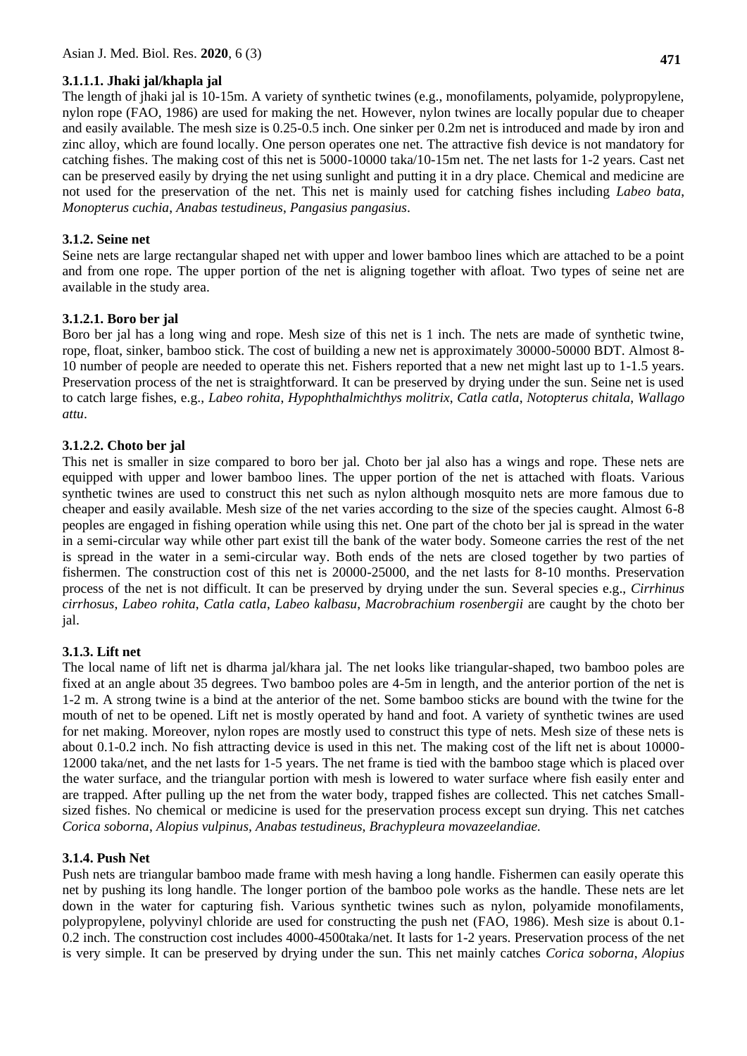#### 3.1.1.1. Jhaki jal/khapla jal

The length of jhaki jal is 10-15m. A variety of synthetic twines (e.g., monofilaments, polyamide, polypropylene, nylon rope (FAO, 1986) are used for making the net. However, nylon twines are locally popular due to cheaper and easily available. The mesh size is 0.25-0.5 inch. One sinker per 0.2m net is introduced and made by iron and zinc alloy, which are found locally. One person operates one net. The attractive fish device is not mandatory for catching fishes. The making cost of this net is 5000-10000 taka/10-15m net. The net lasts for 1-2 years. Cast net can be preserved easily by drying the net using sunlight and putting it in a dry place. Chemical and medicine are not used for the preservation of the net. This net is mainly used for catching fishes including *Labeo bata*, *Monopterus cuchia*, *Anabas testudineus*, *Pangasius pangasius*.

### 3.1.2. Seine net

Seine nets are large rectangular shaped net with upper and lower bamboo lines which are attached to be a point and from one rope. The upper portion of the net is aligning together with afloat. Two types of seine net are available in the study area.

#### 3.1.2.1. Boro ber jal

Boro ber jal has a long wing and rope. Mesh size of this net is 1 inch. The nets are made of synthetic twine, rope, float, sinker, bamboo stick. The cost of building a new net is approximately 30000-50000 BDT. Almost 8-10 number of people are needed to operate this net. Fishers reported that a new net might last up to 1-1.5 years. Preservation process of the net is straightforward. It can be preserved by drying under the sun. Seine net is used to catch large fishes, e.g., *Labeo rohita*, *Hypophthalmichthys molitrix*, *Catla catla*, *Notopterus chitala*, *Wallago attu*.

#### 3.1.2.2. Choto ber jal

This net is smaller in size compared to boro ber jal. Choto ber jal also has a wings and rope. These nets are equipped with upper and lower bamboo lines. The upper portion of the net is attached with floats. Various synthetic twines are used to construct this net such as nylon although mosquito nets are more famous due to cheaper and easily available. Mesh size of the net varies according to the size of the species caught. Almost 6-8 peoples are engaged in fishing operation while using this net. One part of the choto ber jal is spread in the water in a semi-circular way while other part exist till the bank of the water body. Someone carries the rest of the net is spread in the water in a semi-circular way. Both ends of the nets are closed together by two parties of fishermen. The construction cost of this net is 20000-25000, and the net lasts for 8-10 months. Preservation process of the net is not difficult. It can be preserved by drying under the sun. Several species e.g., *Cirrhinus cirrhosus*, *Labeo rohita*, *Catla catla*, *Labeo kalbasu*, *Macrobrachium rosenbergii* are caught by the choto ber jal.

### 3.1.3. Lift net

The local name of lift net is dharma jal/khara jal. The net looks like triangular-shaped, two bamboo poles are fixed at an angle about 35 degrees. Two bamboo poles are 4-5m in length, and the anterior portion of the net is 1-2 m. A strong twine is a bind at the anterior of the net. Some bamboo sticks are bound with the twine for the mouth of net to be opened. Lift net is mostly operated by hand and foot. A variety of synthetic twines are used for net making. Moreover, nylon ropes are mostly used to construct this type of nets. Mesh size of these nets is about 0.1-0.2 inch. No fish attracting device is used in this net. The making cost of the lift net is about 10000-12000 taka/net, and the net lasts for 1-5 years. The net frame is tied with the bamboo stage which is placed over the water surface, and the triangular portion with mesh is lowered to water surface where fish easily enter and are trapped. After pulling up the net from the water body, trapped fishes are collected. This net catches Small-sized fishes. No chemical or medicine is used for the preservation process except sun drying. This net catches *Corica soborna*, *Alopius vulpinus*, *Anabas testudineus*, *Brachypleura movazeelandiae.*

### 3.1.4. Push Net

Push nets are triangular bamboo made frame with mesh having a long handle. Fishermen can easily operate this net by pushing its long handle. The longer portion of the bamboo pole works as the handle. These nets are let down in the water for capturing fish. Various synthetic twines such as nylon, polyamide monofilaments, polypropylene, polyvinyl chloride are used for constructing the push net (FAO, 1986). Mesh size is about 0.1-0.2 inch. The construction cost includes 4000-4500taka/net. It lasts for 1-2 years. Preservation process of the net is very simple. It can be preserved by drying under the sun. This net mainly catches *Corica soborna*, *Alopius*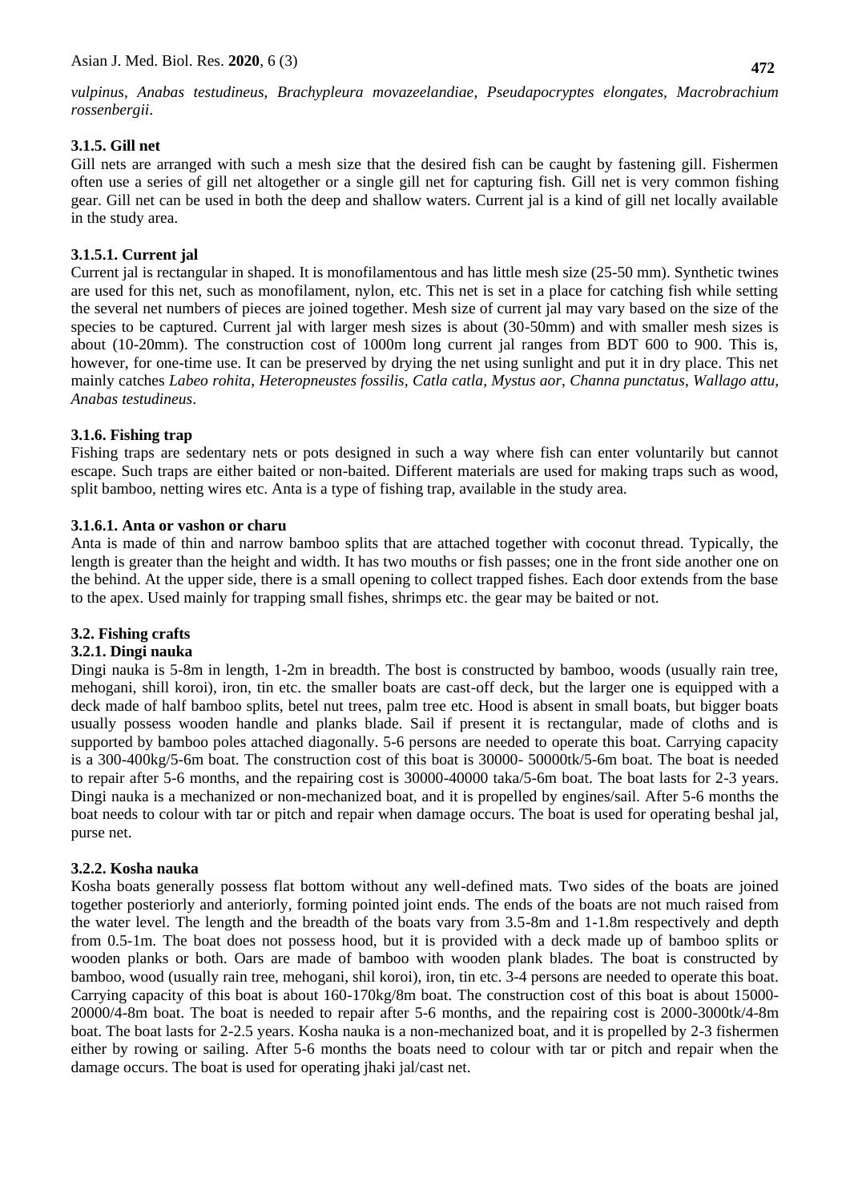*vulpinus*, *Anabas testudineus*, *Brachypleura movazeelandiae*, *Pseudapocryptes elongates*, *Macrobrachium rossenbergii*.

### 3.1.5. Gill net

Gill nets are arranged with such a mesh size that the desired fish can be caught by fastening gill. Fishermen often use a series of gill net altogether or a single gill net for capturing fish. Gill net is very common fishing gear. Gill net can be used in both the deep and shallow waters. Current jal is a kind of gill net locally available in the study area.

#### 3.1.5.1. Current jal

Current jal is rectangular in shaped. It is monofilamentous and has little mesh size (25-50 mm). Synthetic twines are used for this net, such as monofilament, nylon, etc. This net is set in a place for catching fish while setting the several net numbers of pieces are joined together. Mesh size of current jal may vary based on the size of the species to be captured. Current jal with larger mesh sizes is about (30-50mm) and with smaller mesh sizes is about (10-20mm). The construction cost of 1000m long current jal ranges from BDT 600 to 900. This is, however, for one-time use. It can be preserved by drying the net using sunlight and put it in dry place. This net mainly catches *Labeo rohita*, *Heteropneustes fossilis*, *Catla catla*, *Mystus aor*, *Channa punctatus*, *Wallago attu*, *Anabas testudineus*.

### 3.1.6. Fishing trap

Fishing traps are sedentary nets or pots designed in such a way where fish can enter voluntarily but cannot escape. Such traps are either baited or non-baited. Different materials are used for making traps such as wood, split bamboo, netting wires etc. Anta is a type of fishing trap, available in the study area.

#### 3.1.6.1. Anta or vashon or charu

Anta is made of thin and narrow bamboo splits that are attached together with coconut thread. Typically, the length is greater than the height and width. It has two mouths or fish passes; one in the front side another one on the behind. At the upper side, there is a small opening to collect trapped fishes. Each door extends from the base to the apex. Used mainly for trapping small fishes, shrimps etc. the gear may be baited or not.

## 3.2. Fishing crafts

### 3.2.1. Dingi nauka

Dingi nauka is 5-8m in length, 1-2m in breadth. The bost is constructed by bamboo, woods (usually rain tree, mehogani, shill koroi), iron, tin etc. the smaller boats are cast-off deck, but the larger one is equipped with a deck made of half bamboo splits, betel nut trees, palm tree etc. Hood is absent in small boats, but bigger boats usually possess wooden handle and planks blade. Sail if present it is rectangular, made of cloths and is supported by bamboo poles attached diagonally. 5-6 persons are needed to operate this boat. Carrying capacity is a 300-400kg/5-6m boat. The construction cost of this boat is 30000- 50000tk/5-6m boat. The boat is needed to repair after 5-6 months, and the repairing cost is 30000-40000 taka/5-6m boat. The boat lasts for 2-3 years. Dingi nauka is a mechanized or non-mechanized boat, and it is propelled by engines/sail. After 5-6 months the boat needs to colour with tar or pitch and repair when damage occurs. The boat is used for operating beshal jal, purse net.

### 3.2.2. Kosha nauka

Kosha boats generally possess flat bottom without any well-defined mats. Two sides of the boats are joined together posteriorly and anteriorly, forming pointed joint ends. The ends of the boats are not much raised from the water level. The length and the breadth of the boats vary from 3.5-8m and 1-1.8m respectively and depth from 0.5-1m. The boat does not possess hood, but it is provided with a deck made up of bamboo splits or wooden planks or both. Oars are made of bamboo with wooden plank blades. The boat is constructed by bamboo, wood (usually rain tree, mehogani, shil koroi), iron, tin etc. 3-4 persons are needed to operate this boat. Carrying capacity of this boat is about 160-170kg/8m boat. The construction cost of this boat is about 15000-20000/4-8m boat. The boat is needed to repair after 5-6 months, and the repairing cost is 2000-3000tk/4-8m boat. The boat lasts for 2-2.5 years. Kosha nauka is a non-mechanized boat, and it is propelled by 2-3 fishermen either by rowing or sailing. After 5-6 months the boats need to colour with tar or pitch and repair when the damage occurs. The boat is used for operating jhaki jal/cast net.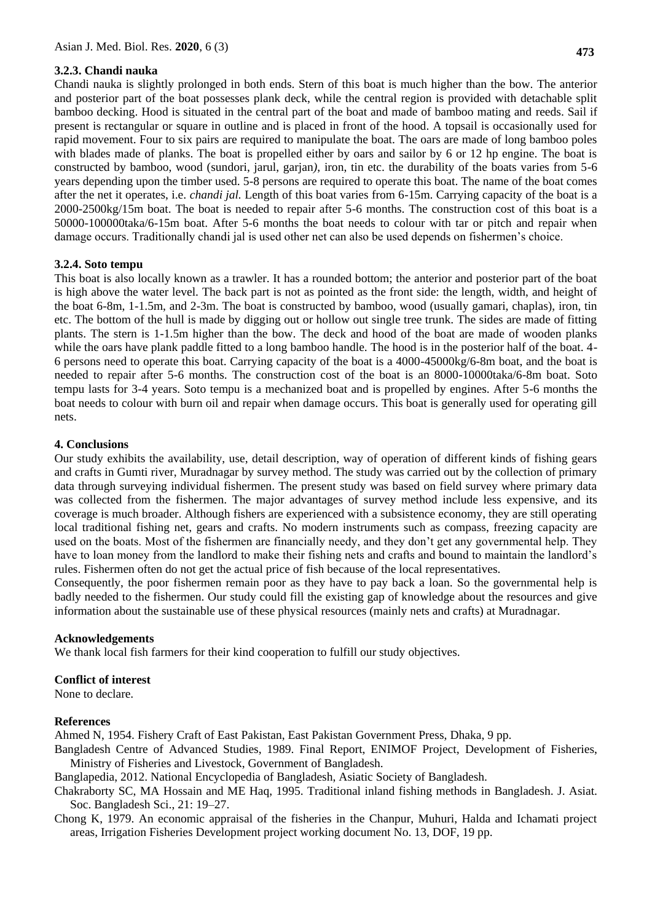### 3.2.3. Chandi nauka

Chandi nauka is slightly prolonged in both ends. Stern of this boat is much higher than the bow. The anterior and posterior part of the boat possesses plank deck, while the central region is provided with detachable split bamboo decking. Hood is situated in the central part of the boat and made of bamboo mating and reeds. Sail if present is rectangular or square in outline and is placed in front of the hood. A topsail is occasionally used for rapid movement. Four to six pairs are required to manipulate the boat. The oars are made of long bamboo poles with blades made of planks. The boat is propelled either by oars and sailor by 6 or 12 hp engine. The boat is constructed by bamboo, wood (sundori, jarul, garjan*)*, iron, tin etc. the durability of the boats varies from 5-6 years depending upon the timber used. 5-8 persons are required to operate this boat. The name of the boat comes after the net it operates, i.e. *chandi jal.* Length of this boat varies from 6-15m. Carrying capacity of the boat is a 2000-2500kg/15m boat. The boat is needed to repair after 5-6 months. The construction cost of this boat is a 50000-100000taka/6-15m boat. After 5-6 months the boat needs to colour with tar or pitch and repair when damage occurs. Traditionally chandi jal is used other net can also be used depends on fishermen's choice.

### 3.2.4. Soto tempu

This boat is also locally known as a trawler. It has a rounded bottom; the anterior and posterior part of the boat is high above the water level. The back part is not as pointed as the front side: the length, width, and height of the boat 6-8m, 1-1.5m, and 2-3m. The boat is constructed by bamboo, wood (usually gamari, chaplas), iron, tin etc. The bottom of the hull is made by digging out or hollow out single tree trunk. The sides are made of fitting plants. The stern is 1-1.5m higher than the bow. The deck and hood of the boat are made of wooden planks while the oars have plank paddle fitted to a long bamboo handle. The hood is in the posterior half of the boat. 4-6 persons need to operate this boat. Carrying capacity of the boat is a 4000-45000kg/6-8m boat, and the boat is needed to repair after 5-6 months. The construction cost of the boat is an 8000-10000taka/6-8m boat. Soto tempu lasts for 3-4 years. Soto tempu is a mechanized boat and is propelled by engines. After 5-6 months the boat needs to colour with burn oil and repair when damage occurs. This boat is generally used for operating gill nets.

## 4. Conclusions

Our study exhibits the availability, use, detail description, way of operation of different kinds of fishing gears and crafts in Gumti river, Muradnagar by survey method. The study was carried out by the collection of primary data through surveying individual fishermen. The present study was based on field survey where primary data was collected from the fishermen. The major advantages of survey method include less expensive, and its coverage is much broader. Although fishers are experienced with a subsistence economy, they are still operating local traditional fishing net, gears and crafts. No modern instruments such as compass, freezing capacity are used on the boats. Most of the fishermen are financially needy, and they don't get any governmental help. They have to loan money from the landlord to make their fishing nets and crafts and bound to maintain the landlord's rules. Fishermen often do not get the actual price of fish because of the local representatives.

Consequently, the poor fishermen remain poor as they have to pay back a loan. So the governmental help is badly needed to the fishermen. Our study could fill the existing gap of knowledge about the resources and give information about the sustainable use of these physical resources (mainly nets and crafts) at Muradnagar.

## Acknowledgements

We thank local fish farmers for their kind cooperation to fulfill our study objectives.

## Conflict of interest

None to declare.

## References

Ahmed N, 1954. Fishery Craft of East Pakistan, East Pakistan Government Press, Dhaka, 9 pp.

Bangladesh Centre of Advanced Studies, 1989. Final Report, ENIMOF Project, Development of Fisheries, Ministry of Fisheries and Livestock, Government of Bangladesh.

Banglapedia, 2012. National Encyclopedia of Bangladesh, Asiatic Society of Bangladesh.

Chakraborty SC, MA Hossain and ME Haq, 1995. Traditional inland fishing methods in Bangladesh. J. Asiat. Soc. Bangladesh Sci., 21: 19–27.

Chong K, 1979. An economic appraisal of the fisheries in the Chanpur, Muhuri, Halda and Ichamati project areas, Irrigation Fisheries Development project working document No. 13, DOF, 19 pp.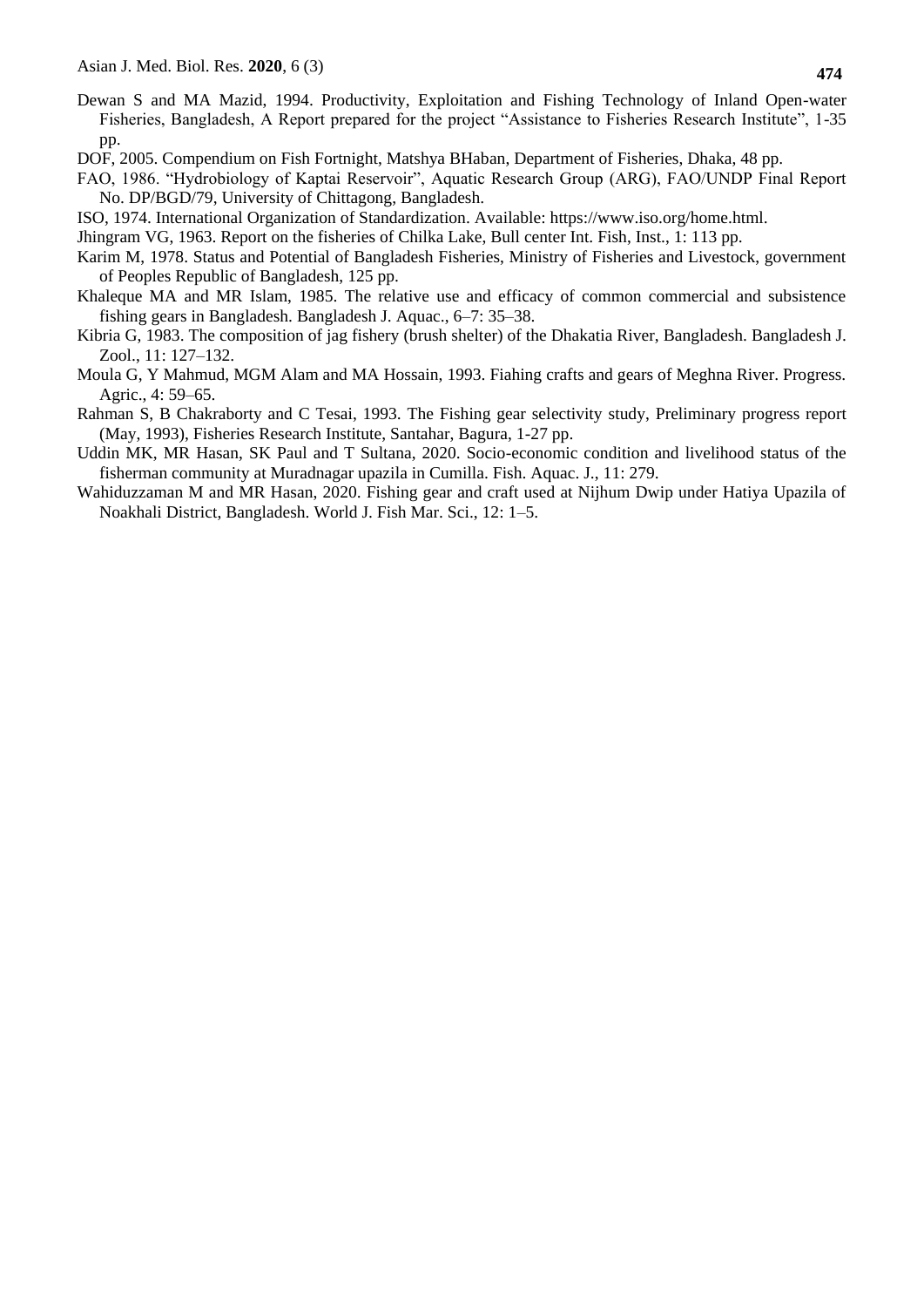Dewan S and MA Mazid, 1994. Productivity, Exploitation and Fishing Technology of Inland Open-water Fisheries, Bangladesh, A Report prepared for the project "Assistance to Fisheries Research Institute", 1-35 pp.

DOF, 2005. Compendium on Fish Fortnight, Matshya BHaban, Department of Fisheries, Dhaka, 48 pp.

FAO, 1986. "Hydrobiology of Kaptai Reservoir", Aquatic Research Group (ARG), FAO/UNDP Final Report No. DP/BGD/79, University of Chittagong, Bangladesh.

ISO, 1974. International Organization of Standardization. Available: https://www.iso.org/home.html.

Jhingram VG, 1963. Report on the fisheries of Chilka Lake, Bull center Int. Fish, Inst., 1: 113 pp.

Karim M, 1978. Status and Potential of Bangladesh Fisheries, Ministry of Fisheries and Livestock, government of Peoples Republic of Bangladesh, 125 pp.

Khaleque MA and MR Islam, 1985. The relative use and efficacy of common commercial and subsistence fishing gears in Bangladesh. Bangladesh J. Aquac., 6–7: 35–38.

Kibria G, 1983. The composition of jag fishery (brush shelter) of the Dhakatia River, Bangladesh. Bangladesh J. Zool., 11: 127–132.

Moula G, Y Mahmud, MGM Alam and MA Hossain, 1993. Fiahing crafts and gears of Meghna River. Progress. Agric., 4: 59–65.

Rahman S, B Chakraborty and C Tesai, 1993. The Fishing gear selectivity study, Preliminary progress report (May, 1993), Fisheries Research Institute, Santahar, Bagura, 1-27 pp.

Uddin MK, MR Hasan, SK Paul and T Sultana, 2020. Socio-economic condition and livelihood status of the fisherman community at Muradnagar upazila in Cumilla. Fish. Aquac. J., 11: 279.

Wahiduzzaman M and MR Hasan, 2020. Fishing gear and craft used at Nijhum Dwip under Hatiya Upazila of Noakhali District, Bangladesh. World J. Fish Mar. Sci., 12: 1–5.